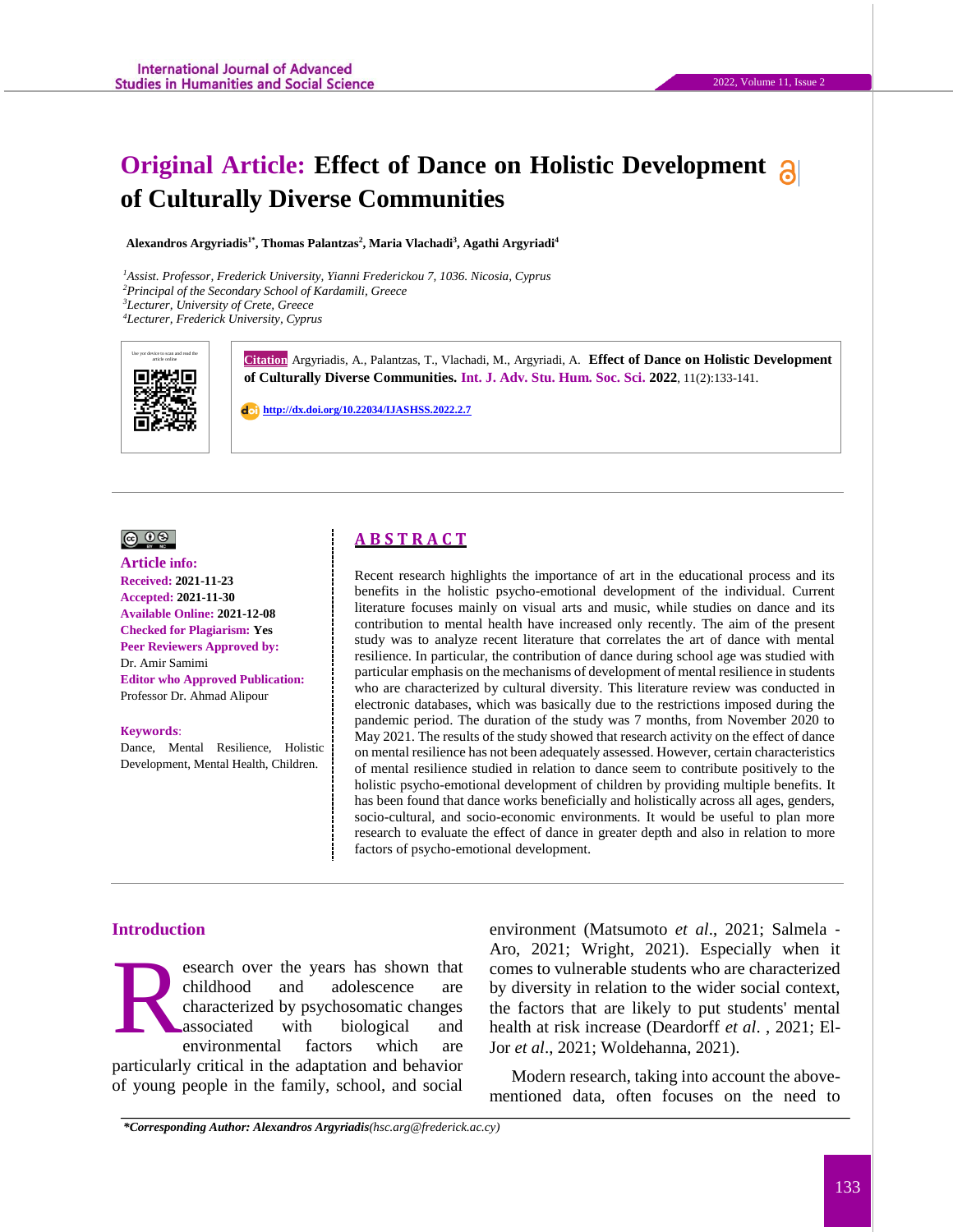# Original Article: Effect of Dance on Holistic Development of Culturally Diverse Communities

**Alexandros Argyriadis[1*], Thomas Palantzas[2], Maria Vlachadi[3], Agathi Argyriadi[4]**

[1]*Assist. Professor, Frederick University, Yianni Frederickou 7, 1036. Nicosia, Cyprus*
[2]*Principal of the Secondary School of Kardamili, Greece*
[3]*Lecturer, University of Crete, Greece*
[4]*Lecturer, Frederick University, Cyprus*

**Citation** Argyriadis, A., Palantzas, T., Vlachadi, M., Argyriadi, A. **Effect of Dance on Holistic Development of Culturally Diverse Communities.** **Int. J. Adv. Stu. Hum. Soc. Sci. 2022**, 11(2):133-141.

http://dx.doi.org/10.22034/IJASHSS.2022.2.7

**Article info:**
**Received:** 2021-11-23
**Accepted:** 2021-11-30
**Available Online:** 2021-12-08
**Checked for Plagiarism:** Yes
**Peer Reviewers Approved by:** Dr. Amir Samimi
**Editor who Approved Publication:** Professor Dr. Ahmad Alipour

**Keywords**: Dance, Mental Resilience, Holistic Development, Mental Health, Children.

## ABSTRACT

Recent research highlights the importance of art in the educational process and its benefits in the holistic psycho-emotional development of the individual. Current literature focuses mainly on visual arts and music, while studies on dance and its contribution to mental health have increased only recently. The aim of the present study was to analyze recent literature that correlates the art of dance with mental resilience. In particular, the contribution of dance during school age was studied with particular emphasis on the mechanisms of development of mental resilience in students who are characterized by cultural diversity. This literature review was conducted in electronic databases, which was basically due to the restrictions imposed during the pandemic period. The duration of the study was 7 months, from November 2020 to May 2021. The results of the study showed that research activity on the effect of dance on mental resilience has not been adequately assessed. However, certain characteristics of mental resilience studied in relation to dance seem to contribute positively to the holistic psycho-emotional development of children by providing multiple benefits. It has been found that dance works beneficially and holistically across all ages, genders, socio-cultural, and socio-economic environments. It would be useful to plan more research to evaluate the effect of dance in greater depth and also in relation to more factors of psycho-emotional development.

## Introduction

Research over the years has shown that childhood and adolescence are characterized by psychosomatic changes associated with biological and environmental factors which are particularly critical in the adaptation and behavior of young people in the family, school, and social environment (Matsumoto *et al*., 2021; Salmela - Aro, 2021; Wright, 2021). Especially when it comes to vulnerable students who are characterized by diversity in relation to the wider social context, the factors that are likely to put students' mental health at risk increase (Deardorff *et al*. , 2021; El-Jor *et al*., 2021; Woldehanna, 2021).

Modern research, taking into account the above-mentioned data, often focuses on the need to

*\*Corresponding Author: Alexandros Argyriadis(hsc.arg@frederick.ac.cy)*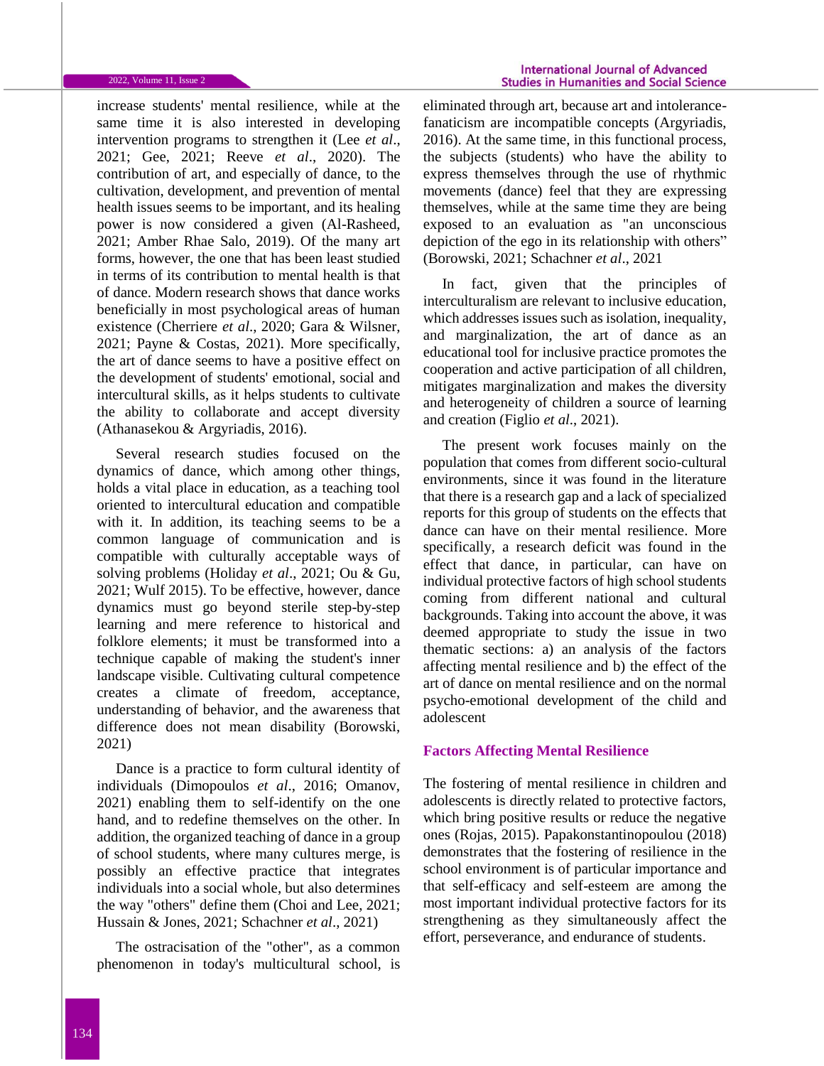increase students' mental resilience, while at the same time it is also interested in developing intervention programs to strengthen it (Lee *et al*., 2021; Gee, 2021; Reeve *et al*., 2020). The contribution of art, and especially of dance, to the cultivation, development, and prevention of mental health issues seems to be important, and its healing power is now considered a given (Al-Rasheed, 2021; Amber Rhae Salo, 2019). Of the many art forms, however, the one that has been least studied in terms of its contribution to mental health is that of dance. Modern research shows that dance works beneficially in most psychological areas of human existence (Cherriere *et al*., 2020; Gara & Wilsner, 2021; Payne & Costas, 2021). More specifically, the art of dance seems to have a positive effect on the development of students' emotional, social and intercultural skills, as it helps students to cultivate the ability to collaborate and accept diversity (Athanasekou & Argyriadis, 2016).

Several research studies focused on the dynamics of dance, which among other things, holds a vital place in education, as a teaching tool oriented to intercultural education and compatible with it. In addition, its teaching seems to be a common language of communication and is compatible with culturally acceptable ways of solving problems (Holiday *et al*., 2021; Ou & Gu, 2021; Wulf 2015). To be effective, however, dance dynamics must go beyond sterile step-by-step learning and mere reference to historical and folklore elements; it must be transformed into a technique capable of making the student's inner landscape visible. Cultivating cultural competence creates a climate of freedom, acceptance, understanding of behavior, and the awareness that difference does not mean disability (Borowski, 2021)

Dance is a practice to form cultural identity of individuals (Dimopoulos *et al*., 2016; Omanov, 2021) enabling them to self-identify on the one hand, and to redefine themselves on the other. In addition, the organized teaching of dance in a group of school students, where many cultures merge, is possibly an effective practice that integrates individuals into a social whole, but also determines the way "others" define them (Choi and Lee, 2021; Hussain & Jones, 2021; Schachner *et al*., 2021)

The ostracisation of the "other", as a common phenomenon in today's multicultural school, is eliminated through art, because art and intolerance-fanaticism are incompatible concepts (Argyriadis, 2016). At the same time, in this functional process, the subjects (students) who have the ability to express themselves through the use of rhythmic movements (dance) feel that they are expressing themselves, while at the same time they are being exposed to an evaluation as "an unconscious depiction of the ego in its relationship with others" (Borowski, 2021; Schachner *et al*., 2021

In fact, given that the principles of interculturalism are relevant to inclusive education, which addresses issues such as isolation, inequality, and marginalization, the art of dance as an educational tool for inclusive practice promotes the cooperation and active participation of all children, mitigates marginalization and makes the diversity and heterogeneity of children a source of learning and creation (Figlio *et al*., 2021).

The present work focuses mainly on the population that comes from different socio-cultural environments, since it was found in the literature that there is a research gap and a lack of specialized reports for this group of students on the effects that dance can have on their mental resilience. More specifically, a research deficit was found in the effect that dance, in particular, can have on individual protective factors of high school students coming from different national and cultural backgrounds. Taking into account the above, it was deemed appropriate to study the issue in two thematic sections: a) an analysis of the factors affecting mental resilience and b) the effect of the art of dance on mental resilience and on the normal psycho-emotional development of the child and adolescent

## Factors Affecting Mental Resilience

The fostering of mental resilience in children and adolescents is directly related to protective factors, which bring positive results or reduce the negative ones (Rojas, 2015). Papakonstantinopoulou (2018) demonstrates that the fostering of resilience in the school environment is of particular importance and that self-efficacy and self-esteem are among the most important individual protective factors for its strengthening as they simultaneously affect the effort, perseverance, and endurance of students.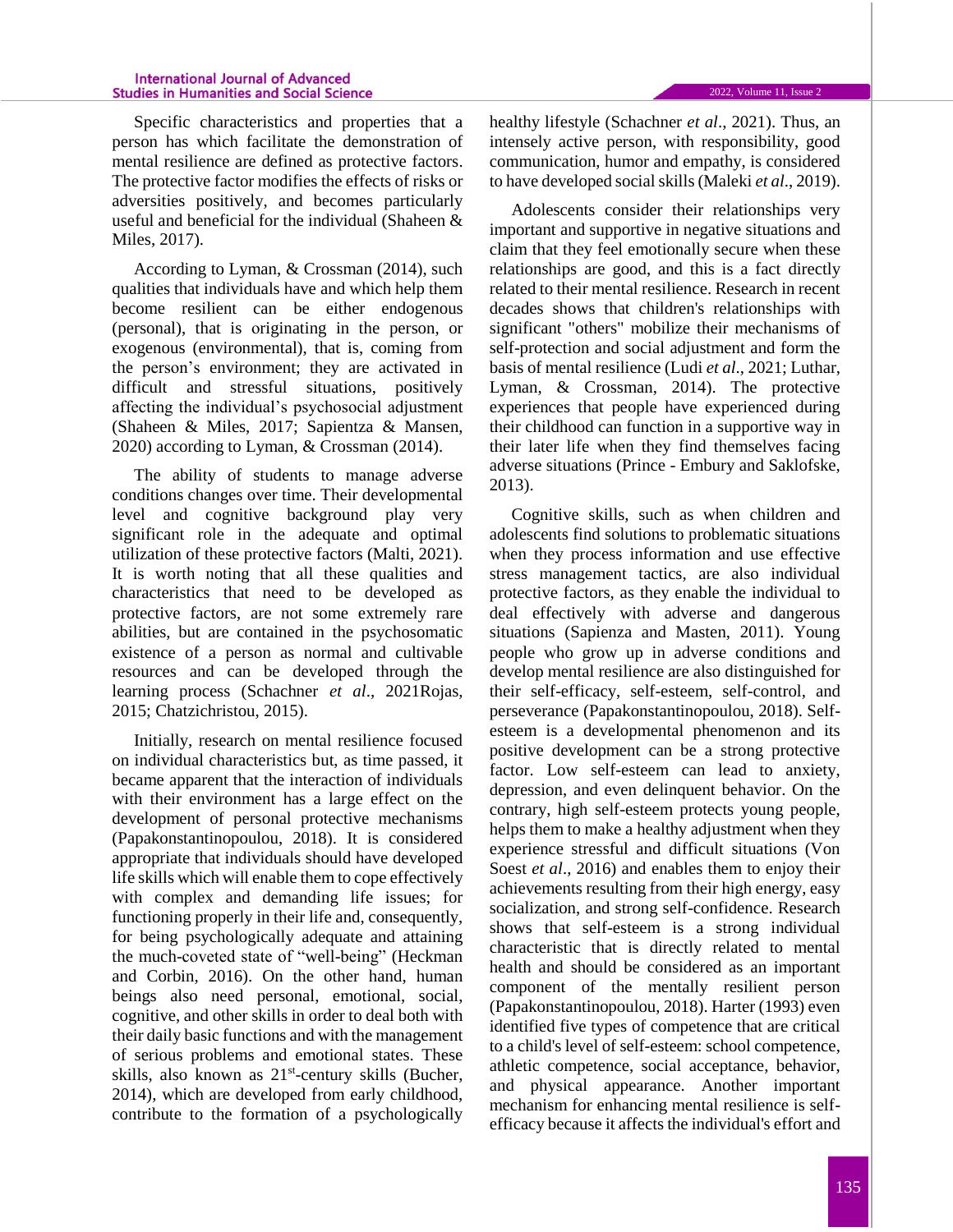Specific characteristics and properties that a person has which facilitate the demonstration of mental resilience are defined as protective factors. The protective factor modifies the effects of risks or adversities positively, and becomes particularly useful and beneficial for the individual (Shaheen & Miles, 2017).

According to Lyman, & Crossman (2014), such qualities that individuals have and which help them become resilient can be either endogenous (personal), that is originating in the person, or exogenous (environmental), that is, coming from the person's environment; they are activated in difficult and stressful situations, positively affecting the individual's psychosocial adjustment (Shaheen & Miles, 2017; Sapientza & Mansen, 2020) according to Lyman, & Crossman (2014).

The ability of students to manage adverse conditions changes over time. Their developmental level and cognitive background play very significant role in the adequate and optimal utilization of these protective factors (Malti, 2021). It is worth noting that all these qualities and characteristics that need to be developed as protective factors, are not some extremely rare abilities, but are contained in the psychosomatic existence of a person as normal and cultivable resources and can be developed through the learning process (Schachner *et al*., 2021Rojas, 2015; Chatzichristou, 2015).

Initially, research on mental resilience focused on individual characteristics but, as time passed, it became apparent that the interaction of individuals with their environment has a large effect on the development of personal protective mechanisms (Papakonstantinopoulou, 2018). It is considered appropriate that individuals should have developed life skills which will enable them to cope effectively with complex and demanding life issues; for functioning properly in their life and, consequently, for being psychologically adequate and attaining the much-coveted state of "well-being" (Heckman and Corbin, 2016). On the other hand, human beings also need personal, emotional, social, cognitive, and other skills in order to deal both with their daily basic functions and with the management of serious problems and emotional states. These skills, also known as 21st-century skills (Bucher, 2014), which are developed from early childhood, contribute to the formation of a psychologically healthy lifestyle (Schachner *et al*., 2021). Thus, an intensely active person, with responsibility, good communication, humor and empathy, is considered to have developed social skills (Maleki *et al*., 2019).

Adolescents consider their relationships very important and supportive in negative situations and claim that they feel emotionally secure when these relationships are good, and this is a fact directly related to their mental resilience. Research in recent decades shows that children's relationships with significant "others" mobilize their mechanisms of self-protection and social adjustment and form the basis of mental resilience (Ludi *et al*., 2021; Luthar, Lyman, & Crossman, 2014). The protective experiences that people have experienced during their childhood can function in a supportive way in their later life when they find themselves facing adverse situations (Prince - Embury and Saklofske, 2013).

Cognitive skills, such as when children and adolescents find solutions to problematic situations when they process information and use effective stress management tactics, are also individual protective factors, as they enable the individual to deal effectively with adverse and dangerous situations (Sapienza and Masten, 2011). Young people who grow up in adverse conditions and develop mental resilience are also distinguished for their self-efficacy, self-esteem, self-control, and perseverance (Papakonstantinopoulou, 2018). Self-esteem is a developmental phenomenon and its positive development can be a strong protective factor. Low self-esteem can lead to anxiety, depression, and even delinquent behavior. On the contrary, high self-esteem protects young people, helps them to make a healthy adjustment when they experience stressful and difficult situations (Von Soest *et al*., 2016) and enables them to enjoy their achievements resulting from their high energy, easy socialization, and strong self-confidence. Research shows that self-esteem is a strong individual characteristic that is directly related to mental health and should be considered as an important component of the mentally resilient person (Papakonstantinopoulou, 2018). Harter (1993) even identified five types of competence that are critical to a child's level of self-esteem: school competence, athletic competence, social acceptance, behavior, and physical appearance. Another important mechanism for enhancing mental resilience is self-efficacy because it affects the individual's effort and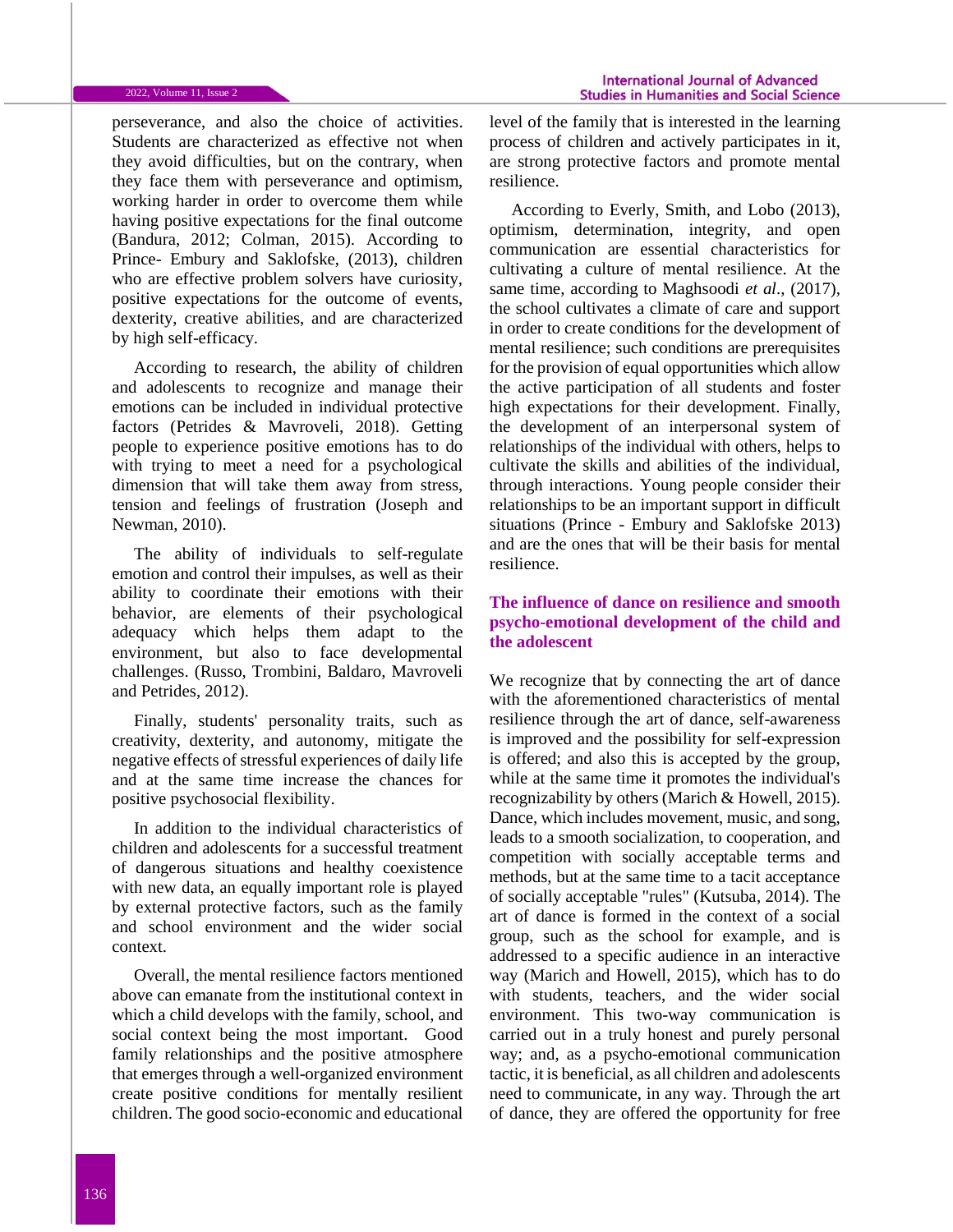perseverance, and also the choice of activities. Students are characterized as effective not when they avoid difficulties, but on the contrary, when they face them with perseverance and optimism, working harder in order to overcome them while having positive expectations for the final outcome (Bandura, 2012; Colman, 2015). According to Prince- Embury and Saklofske, (2013), children who are effective problem solvers have curiosity, positive expectations for the outcome of events, dexterity, creative abilities, and are characterized by high self-efficacy.

According to research, the ability of children and adolescents to recognize and manage their emotions can be included in individual protective factors (Petrides & Mavroveli, 2018). Getting people to experience positive emotions has to do with trying to meet a need for a psychological dimension that will take them away from stress, tension and feelings of frustration (Joseph and Newman, 2010).

The ability of individuals to self-regulate emotion and control their impulses, as well as their ability to coordinate their emotions with their behavior, are elements of their psychological adequacy which helps them adapt to the environment, but also to face developmental challenges. (Russo, Trombini, Baldaro, Mavroveli and Petrides, 2012).

Finally, students' personality traits, such as creativity, dexterity, and autonomy, mitigate the negative effects of stressful experiences of daily life and at the same time increase the chances for positive psychosocial flexibility.

In addition to the individual characteristics of children and adolescents for a successful treatment of dangerous situations and healthy coexistence with new data, an equally important role is played by external protective factors, such as the family and school environment and the wider social context.

Overall, the mental resilience factors mentioned above can emanate from the institutional context in which a child develops with the family, school, and social context being the most important. Good family relationships and the positive atmosphere that emerges through a well-organized environment create positive conditions for mentally resilient children. The good socio-economic and educational level of the family that is interested in the learning process of children and actively participates in it, are strong protective factors and promote mental resilience.

According to Everly, Smith, and Lobo (2013), optimism, determination, integrity, and open communication are essential characteristics for cultivating a culture of mental resilience. At the same time, according to Maghsoodi *et al*., (2017), the school cultivates a climate of care and support in order to create conditions for the development of mental resilience; such conditions are prerequisites for the provision of equal opportunities which allow the active participation of all students and foster high expectations for their development. Finally, the development of an interpersonal system of relationships of the individual with others, helps to cultivate the skills and abilities of the individual, through interactions. Young people consider their relationships to be an important support in difficult situations (Prince - Embury and Saklofske 2013) and are the ones that will be their basis for mental resilience.

## The influence of dance on resilience and smooth psycho-emotional development of the child and the adolescent

We recognize that by connecting the art of dance with the aforementioned characteristics of mental resilience through the art of dance, self-awareness is improved and the possibility for self-expression is offered; and also this is accepted by the group, while at the same time it promotes the individual's recognizability by others (Marich & Howell, 2015). Dance, which includes movement, music, and song, leads to a smooth socialization, to cooperation, and competition with socially acceptable terms and methods, but at the same time to a tacit acceptance of socially acceptable "rules" (Kutsuba, 2014). The art of dance is formed in the context of a social group, such as the school for example, and is addressed to a specific audience in an interactive way (Marich and Howell, 2015), which has to do with students, teachers, and the wider social environment. This two-way communication is carried out in a truly honest and purely personal way; and, as a psycho-emotional communication tactic, it is beneficial, as all children and adolescents need to communicate, in any way. Through the art of dance, they are offered the opportunity for free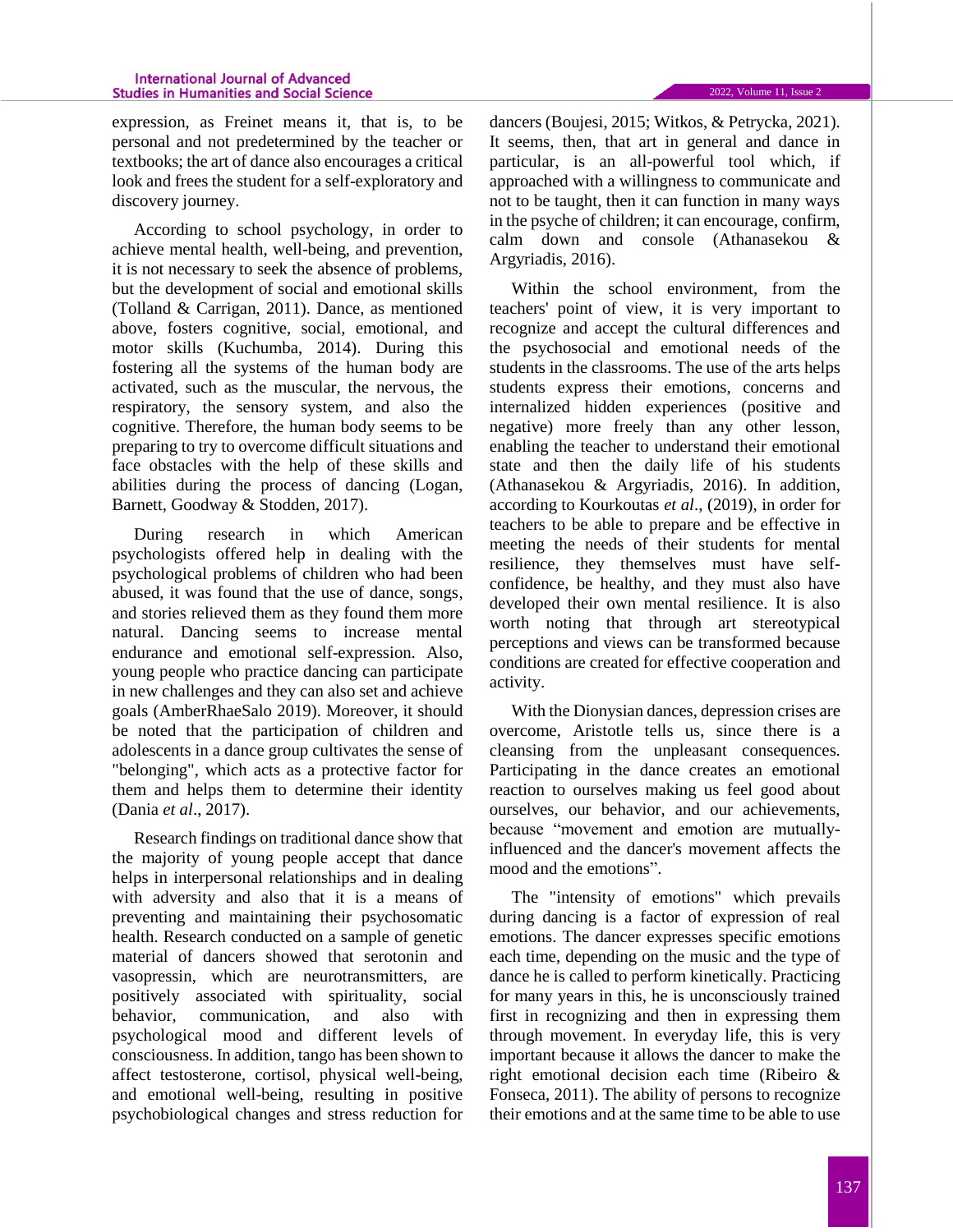expression, as Freinet means it, that is, to be personal and not predetermined by the teacher or textbooks; the art of dance also encourages a critical look and frees the student for a self-exploratory and discovery journey.

According to school psychology, in order to achieve mental health, well-being, and prevention, it is not necessary to seek the absence of problems, but the development of social and emotional skills (Tolland & Carrigan, 2011). Dance, as mentioned above, fosters cognitive, social, emotional, and motor skills (Kuchumba, 2014). During this fostering all the systems of the human body are activated, such as the muscular, the nervous, the respiratory, the sensory system, and also the cognitive. Therefore, the human body seems to be preparing to try to overcome difficult situations and face obstacles with the help of these skills and abilities during the process of dancing (Logan, Barnett, Goodway & Stodden, 2017).

During research in which American psychologists offered help in dealing with the psychological problems of children who had been abused, it was found that the use of dance, songs, and stories relieved them as they found them more natural. Dancing seems to increase mental endurance and emotional self-expression. Also, young people who practice dancing can participate in new challenges and they can also set and achieve goals (AmberRhaeSalo 2019). Moreover, it should be noted that the participation of children and adolescents in a dance group cultivates the sense of "belonging", which acts as a protective factor for them and helps them to determine their identity (Dania *et al*., 2017).

Research findings on traditional dance show that the majority of young people accept that dance helps in interpersonal relationships and in dealing with adversity and also that it is a means of preventing and maintaining their psychosomatic health. Research conducted on a sample of genetic material of dancers showed that serotonin and vasopressin, which are neurotransmitters, are positively associated with spirituality, social behavior, communication, and also with psychological mood and different levels of consciousness. In addition, tango has been shown to affect testosterone, cortisol, physical well-being, and emotional well-being, resulting in positive psychobiological changes and stress reduction for dancers (Boujesi, 2015; Witkos, & Petrycka, 2021). It seems, then, that art in general and dance in particular, is an all-powerful tool which, if approached with a willingness to communicate and not to be taught, then it can function in many ways in the psyche of children; it can encourage, confirm, calm down and console (Athanasekou & Argyriadis, 2016).

Within the school environment, from the teachers' point of view, it is very important to recognize and accept the cultural differences and the psychosocial and emotional needs of the students in the classrooms. The use of the arts helps students express their emotions, concerns and internalized hidden experiences (positive and negative) more freely than any other lesson, enabling the teacher to understand their emotional state and then the daily life of his students (Athanasekou & Argyriadis, 2016). In addition, according to Kourkoutas *et al*., (2019), in order for teachers to be able to prepare and be effective in meeting the needs of their students for mental resilience, they themselves must have self-confidence, be healthy, and they must also have developed their own mental resilience. It is also worth noting that through art stereotypical perceptions and views can be transformed because conditions are created for effective cooperation and activity.

With the Dionysian dances, depression crises are overcome, Aristotle tells us, since there is a cleansing from the unpleasant consequences. Participating in the dance creates an emotional reaction to ourselves making us feel good about ourselves, our behavior, and our achievements, because "movement and emotion are mutually-influenced and the dancer's movement affects the mood and the emotions".

The "intensity of emotions" which prevails during dancing is a factor of expression of real emotions. The dancer expresses specific emotions each time, depending on the music and the type of dance he is called to perform kinetically. Practicing for many years in this, he is unconsciously trained first in recognizing and then in expressing them through movement. In everyday life, this is very important because it allows the dancer to make the right emotional decision each time (Ribeiro & Fonseca, 2011). The ability of persons to recognize their emotions and at the same time to be able to use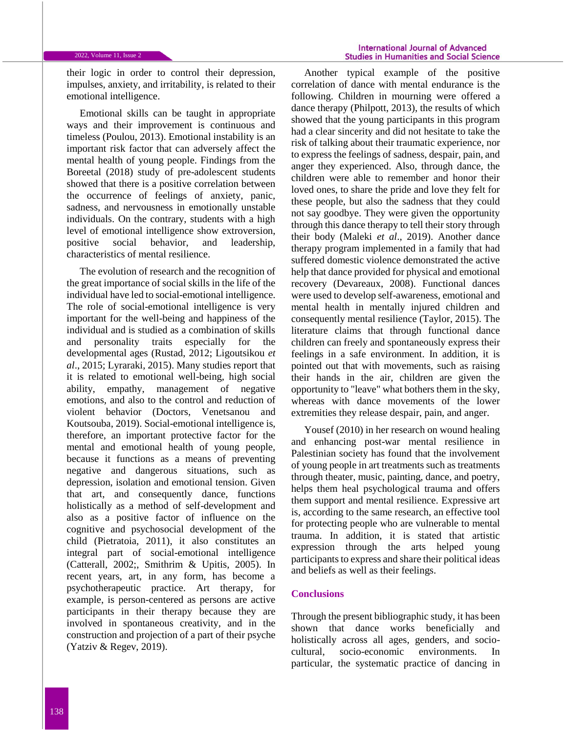their logic in order to control their depression, impulses, anxiety, and irritability, is related to their emotional intelligence.

Emotional skills can be taught in appropriate ways and their improvement is continuous and timeless (Poulou, 2013). Emotional instability is an important risk factor that can adversely affect the mental health of young people. Findings from the Boreetal (2018) study of pre-adolescent students showed that there is a positive correlation between the occurrence of feelings of anxiety, panic, sadness, and nervousness in emotionally unstable individuals. On the contrary, students with a high level of emotional intelligence show extroversion, positive social behavior, and leadership, characteristics of mental resilience.

The evolution of research and the recognition of the great importance of social skills in the life of the individual have led to social-emotional intelligence. The role of social-emotional intelligence is very important for the well-being and happiness of the individual and is studied as a combination of skills and personality traits especially for the developmental ages (Rustad, 2012; Ligoutsikou *et al*., 2015; Lyraraki, 2015). Many studies report that it is related to emotional well-being, high social ability, empathy, management of negative emotions, and also to the control and reduction of violent behavior (Doctors, Venetsanou and Koutsouba, 2019). Social-emotional intelligence is, therefore, an important protective factor for the mental and emotional health of young people, because it functions as a means of preventing negative and dangerous situations, such as depression, isolation and emotional tension. Given that art, and consequently dance, functions holistically as a method of self-development and also as a positive factor of influence on the cognitive and psychosocial development of the child (Pietratoia, 2011), it also constitutes an integral part of social-emotional intelligence (Catterall, 2002;, Smithrim & Upitis, 2005). In recent years, art, in any form, has become a psychotherapeutic practice. Art therapy, for example, is person-centered as persons are active participants in their therapy because they are involved in spontaneous creativity, and in the construction and projection of a part of their psyche (Yatziv & Regev, 2019).

Another typical example of the positive correlation of dance with mental endurance is the following. Children in mourning were offered a dance therapy (Philpott, 2013), the results of which showed that the young participants in this program had a clear sincerity and did not hesitate to take the risk of talking about their traumatic experience, nor to express the feelings of sadness, despair, pain, and anger they experienced. Also, through dance, the children were able to remember and honor their loved ones, to share the pride and love they felt for these people, but also the sadness that they could not say goodbye. They were given the opportunity through this dance therapy to tell their story through their body (Maleki *et al*., 2019). Another dance therapy program implemented in a family that had suffered domestic violence demonstrated the active help that dance provided for physical and emotional recovery (Devareaux, 2008). Functional dances were used to develop self-awareness, emotional and mental health in mentally injured children and consequently mental resilience (Taylor, 2015). The literature claims that through functional dance children can freely and spontaneously express their feelings in a safe environment. In addition, it is pointed out that with movements, such as raising their hands in the air, children are given the opportunity to "leave" what bothers them in the sky, whereas with dance movements of the lower extremities they release despair, pain, and anger.

Yousef (2010) in her research on wound healing and enhancing post-war mental resilience in Palestinian society has found that the involvement of young people in art treatments such as treatments through theater, music, painting, dance, and poetry, helps them heal psychological trauma and offers them support and mental resilience. Expressive art is, according to the same research, an effective tool for protecting people who are vulnerable to mental trauma. In addition, it is stated that artistic expression through the arts helped young participants to express and share their political ideas and beliefs as well as their feelings.

## Conclusions

Through the present bibliographic study, it has been shown that dance works beneficially and holistically across all ages, genders, and socio-cultural, socio-economic environments. In particular, the systematic practice of dancing in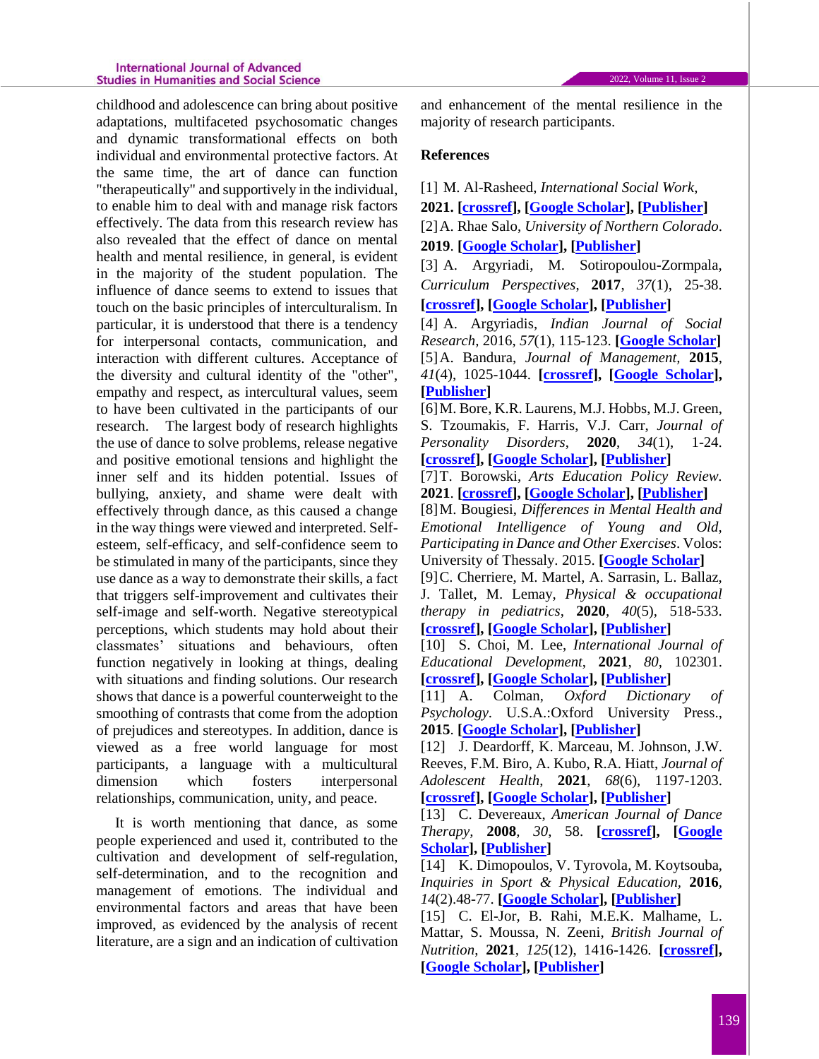childhood and adolescence can bring about positive adaptations, multifaceted psychosomatic changes and dynamic transformational effects on both individual and environmental protective factors. At the same time, the art of dance can function "therapeutically" and supportively in the individual, to enable him to deal with and manage risk factors effectively. The data from this research review has also revealed that the effect of dance on mental health and mental resilience, in general, is evident in the majority of the student population. The influence of dance seems to extend to issues that touch on the basic principles of interculturalism. In particular, it is understood that there is a tendency for interpersonal contacts, communication, and interaction with different cultures. Acceptance of the diversity and cultural identity of the "other", empathy and respect, as intercultural values, seem to have been cultivated in the participants of our research. The largest body of research highlights the use of dance to solve problems, release negative and positive emotional tensions and highlight the inner self and its hidden potential. Issues of bullying, anxiety, and shame were dealt with effectively through dance, as this caused a change in the way things were viewed and interpreted. Self-esteem, self-efficacy, and self-confidence seem to be stimulated in many of the participants, since they use dance as a way to demonstrate their skills, a fact that triggers self-improvement and cultivates their self-image and self-worth. Negative stereotypical perceptions, which students may hold about their classmates' situations and behaviours, often function negatively in looking at things, dealing with situations and finding solutions. Our research shows that dance is a powerful counterweight to the smoothing of contrasts that come from the adoption of prejudices and stereotypes. In addition, dance is viewed as a free world language for most participants, a language with a multicultural dimension which fosters interpersonal relationships, communication, unity, and peace.

It is worth mentioning that dance, as some people experienced and used it, contributed to the cultivation and development of self-regulation, self-determination, and to the recognition and management of emotions. The individual and environmental factors and areas that have been improved, as evidenced by the analysis of recent literature, are a sign and an indication of cultivation and enhancement of the mental resilience in the majority of research participants.

## References

[1] M. Al-Rasheed, *International Social Work*, **2021**. **[crossref], [Google Scholar], [Publisher]**

[2] A. Rhae Salo, *University of Northern Colorado*. **2019**. **[Google Scholar], [Publisher]**

[3] A. Argyriadi, M. Sotiropoulou-Zormpala, *Curriculum Perspectives*, **2017**, *37*(1), 25-38. **[crossref], [Google Scholar], [Publisher]**

[4] A. Argyriadis, *Indian Journal of Social Research*, 2016, *57*(1), 115-123. **[Google Scholar]**

[5] A. Bandura, *Journal of Management*, **2015**, *41*(4), 1025-1044. **[crossref], [Google Scholar], [Publisher]**

[6] M. Bore, K.R. Laurens, M.J. Hobbs, M.J. Green, S. Tzoumakis, F. Harris, V.J. Carr, *Journal of Personality Disorders*, **2020**, *34*(1), 1-24. **[crossref], [Google Scholar], [Publisher]**

[7] T. Borowski, *Arts Education Policy Review*. **2021**. **[crossref], [Google Scholar], [Publisher]**

[8] M. Bougiesi, *Differences in Mental Health and Emotional Intelligence of Young and Old, Participating in Dance and Other Exercises*. Volos: University of Thessaly. 2015. **[Google Scholar]**

[9] C. Cherriere, M. Martel, A. Sarrasin, L. Ballaz, J. Tallet, M. Lemay, *Physical & occupational therapy in pediatrics*, **2020**, *40*(5), 518-533. **[crossref], [Google Scholar], [Publisher]**

[10] S. Choi, M. Lee, *International Journal of Educational Development*, **2021**, *80*, 102301. **[crossref], [Google Scholar], [Publisher]**

[11] A. Colman, *Oxford Dictionary of Psychology*. U.S.A.:Oxford University Press., **2015**. **[Google Scholar], [Publisher]**

[12] J. Deardorff, K. Marceau, M. Johnson, J.W. Reeves, F.M. Biro, A. Kubo, R.A. Hiatt, *Journal of Adolescent Health*, **2021**, *68*(6), 1197-1203. **[crossref], [Google Scholar], [Publisher]**

[13] C. Devereaux, *American Journal of Dance Therapy*, **2008**, *30*, 58. **[crossref], [Google Scholar], [Publisher]**

[14] K. Dimopoulos, V. Tyrovola, M. Koytsouba, *Inquiries in Sport & Physical Education*, **2016**, *14*(2).48-77. **[Google Scholar], [Publisher]**

[15] C. El-Jor, B. Rahi, M.E.K. Malhame, L. Mattar, S. Moussa, N. Zeeni, *British Journal of Nutrition*, **2021**, *125*(12), 1416-1426. **[crossref], [Google Scholar], [Publisher]**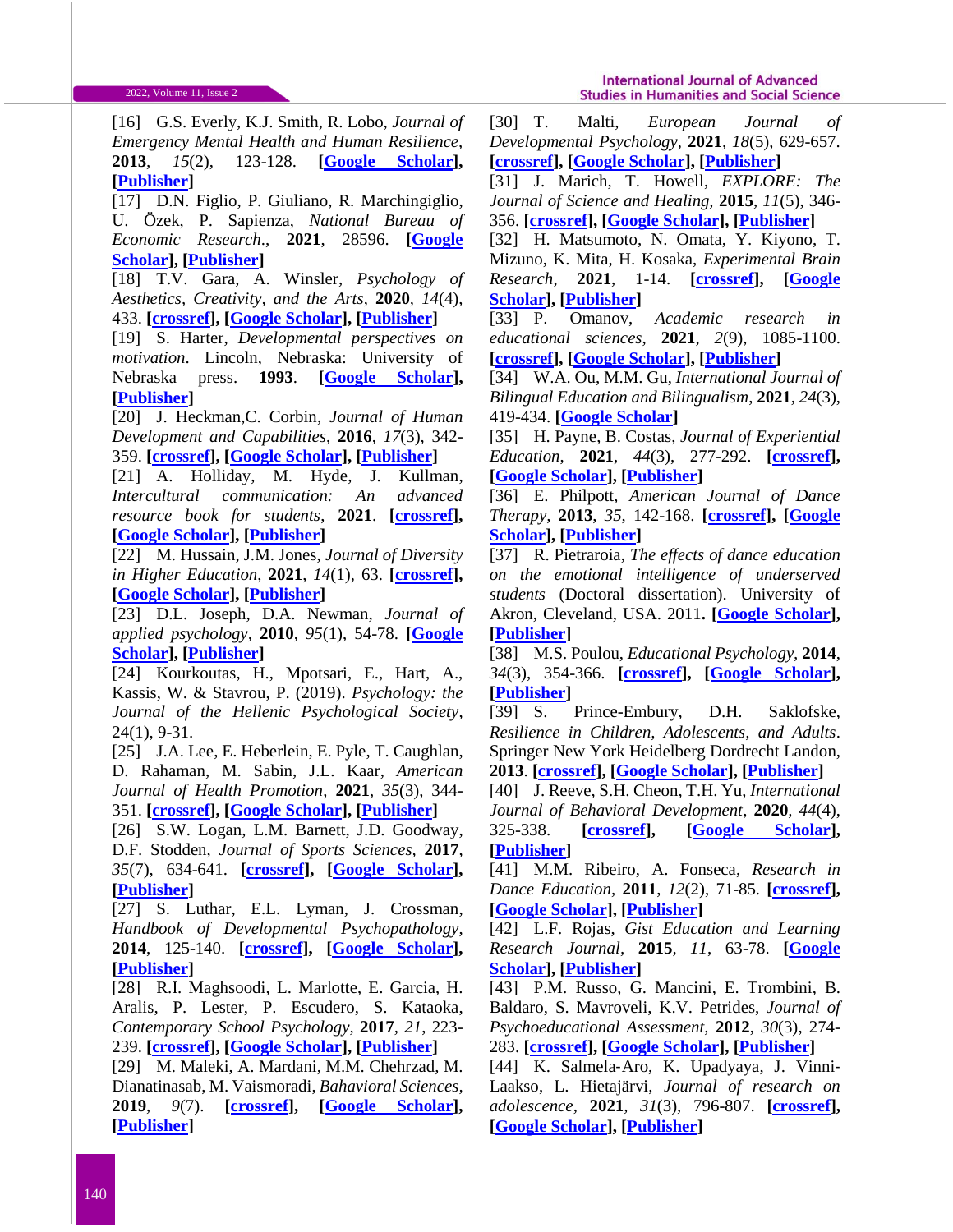[16] G.S. Everly, K.J. Smith, R. Lobo, *Journal of Emergency Mental Health and Human Resilience*, **2013**, *15*(2), 123-128. **[Google Scholar], [Publisher]**

[17] D.N. Figlio, P. Giuliano, R. Marchingiglio, U. Özek, P. Sapienza, *National Bureau of Economic Research.*, **2021**, 28596. **[Google Scholar], [Publisher]**

[18] T.V. Gara, A. Winsler, *Psychology of Aesthetics, Creativity, and the Arts*, **2020**, *14*(4), 433. **[crossref], [Google Scholar], [Publisher]**

[19] S. Harter, *Developmental perspectives on motivation*. Lincoln, Nebraska: University of Nebraska press. **1993**. **[Google Scholar], [Publisher]**

[20] J. Heckman,C. Corbin, *Journal of Human Development and Capabilities*, **2016**, *17*(3), 342-359. **[crossref], [Google Scholar], [Publisher]**

[21] A. Holliday, M. Hyde, J. Kullman, *Intercultural communication: An advanced resource book for students*, **2021**. **[crossref], [Google Scholar], [Publisher]**

[22] M. Hussain, J.M. Jones, *Journal of Diversity in Higher Education*, **2021**, *14*(1), 63. **[crossref], [Google Scholar], [Publisher]**

[23] D.L. Joseph, D.A. Newman, *Journal of applied psychology*, **2010**, *95*(1), 54-78. **[Google Scholar], [Publisher]**

[24] Kourkoutas, H., Mpotsari, E., Hart, A., Kassis, W. & Stavrou, P. (2019). *Psychology: the Journal of the Hellenic Psychological Society*, 24(1), 9-31.

[25] J.A. Lee, E. Heberlein, E. Pyle, T. Caughlan, D. Rahaman, M. Sabin, J.L. Kaar, *American Journal of Health Promotion*, **2021**, *35*(3), 344-351. **[crossref], [Google Scholar], [Publisher]**

[26] S.W. Logan, L.M. Barnett, J.D. Goodway, D.F. Stodden, *Journal of Sports Sciences*, **2017**, *35*(7), 634-641. **[crossref], [Google Scholar], [Publisher]**

[27] S. Luthar, E.L. Lyman, J. Crossman, *Handbook of Developmental Psychopathology*, **2014**, 125-140. **[crossref], [Google Scholar], [Publisher]**

[28] R.I. Maghsoodi, L. Marlotte, E. Garcia, H. Aralis, P. Lester, P. Escudero, S. Kataoka, *Contemporary School Psychology*, **2017**, *21*, 223-239. **[crossref], [Google Scholar], [Publisher]**

[29] M. Maleki, A. Mardani, M.M. Chehrzad, M. Dianatinasab, M. Vaismoradi, *Bahavioral Sciences*, **2019**, *9*(7). **[crossref], [Google Scholar], [Publisher]**

[30] T. Malti, *European Journal of Developmental Psychology*, **2021**, *18*(5), 629-657. **[crossref], [Google Scholar], [Publisher]**

[31] J. Marich, T. Howell, *EXPLORE: The Journal of Science and Healing*, **2015**, *11*(5), 346-356. **[crossref], [Google Scholar], [Publisher]**

[32] H. Matsumoto, N. Omata, Y. Kiyono, T. Mizuno, K. Mita, H. Kosaka, *Experimental Brain Research*, **2021**, 1-14. **[crossref], [Google Scholar], [Publisher]**

[33] P. Omanov, *Academic research in educational sciences*, **2021**, *2*(9), 1085-1100. **[crossref], [Google Scholar], [Publisher]**

[34] W.A. Ou, M.M. Gu, *International Journal of Bilingual Education and Bilingualism*, **2021**, *24*(3), 419-434. **[Google Scholar]**

[35] H. Payne, B. Costas, *Journal of Experiential Education*, **2021**, *44*(3), 277-292. **[crossref], [Google Scholar], [Publisher]**

[36] E. Philpott, *American Journal of Dance Therapy*, **2013**, *35*, 142-168. **[crossref], [Google Scholar], [Publisher]**

[37] R. Pietraroia, *The effects of dance education on the emotional intelligence of underserved students* (Doctoral dissertation). University of Akron, Cleveland, USA. 2011**. [Google Scholar], [Publisher]**

[38] M.S. Poulou, *Educational Psychology*, **2014**, *34*(3), 354-366. **[crossref], [Google Scholar], [Publisher]**

[39] S. Prince-Embury, D.H. Saklofske, *Resilience in Children, Adolescents, and Adults*. Springer New York Heidelberg Dordrecht Landon, **2013**. **[crossref], [Google Scholar], [Publisher]**

[40] J. Reeve, S.H. Cheon, T.H. Yu, *International Journal of Behavioral Development*, **2020**, *44*(4), 325-338. **[crossref], [Google Scholar], [Publisher]**

[41] M.M. Ribeiro, A. Fonseca, *Research in Dance Education*, **2011**, *12*(2), 71-85. **[crossref], [Google Scholar], [Publisher]**

[42] L.F. Rojas, *Gist Education and Learning Research Journal*, **2015**, *11*, 63-78. **[Google Scholar], [Publisher]**

[43] P.M. Russo, G. Mancini, E. Trombini, B. Baldaro, S. Mavroveli, K.V. Petrides, *Journal of Psychoeducational Assessment*, **2012**, *30*(3), 274-283. **[crossref], [Google Scholar], [Publisher]**

[44] K. Salmela-Aro, K. Upadyaya, J. Vinni-Laakso, L. Hietajärvi, *Journal of research on adolescence*, **2021**, *31*(3), 796-807. **[crossref], [Google Scholar], [Publisher]**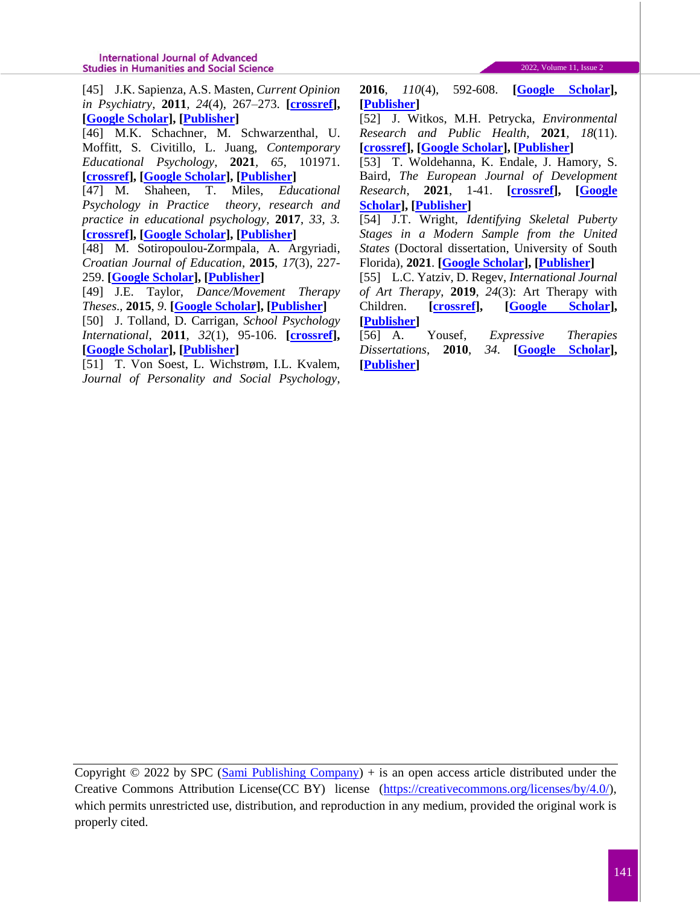[45] J.K. Sapienza, A.S. Masten, *Current Opinion in Psychiatry*, **2011**, *24*(4), 267–273. **[crossref], [Google Scholar], [Publisher]**

[46] M.K. Schachner, M. Schwarzenthal, U. Moffitt, S. Civitillo, L. Juang, *Contemporary Educational Psychology*, **2021**, *65*, 101971. **[crossref], [Google Scholar], [Publisher]**

[47] M. Shaheen, T. Miles, *Educational Psychology in Practice theory, research and practice in educational psychology*, **2017**, *33*, *3*. **[crossref], [Google Scholar], [Publisher]**

[48] M. Sotiropoulou-Zormpala, A. Argyriadi, *Croatian Journal of Education*, **2015**, *17*(3), 227-259. **[Google Scholar], [Publisher]**

[49] J.E. Taylor, *Dance/Movement Therapy Theses*., **2015**, *9*. **[Google Scholar], [Publisher]**

[50] J. Tolland, D. Carrigan, *School Psychology International*, **2011**, *32*(1), 95-106. **[crossref], [Google Scholar], [Publisher]**

[51] T. Von Soest, L. Wichstrøm, I.L. Kvalem, *Journal of Personality and Social Psychology*, **2016**, *110*(4), 592-608. **[Google Scholar], [Publisher]**

[52] J. Witkos, M.H. Petrycka, *Environmental Research and Public Health*, **2021**, *18*(11). **[crossref], [Google Scholar], [Publisher]**

[53] T. Woldehanna, K. Endale, J. Hamory, S. Baird, *The European Journal of Development Research*, **2021**, 1-41. **[crossref], [Google Scholar], [Publisher]**

[54] J.T. Wright, *Identifying Skeletal Puberty Stages in a Modern Sample from the United States* (Doctoral dissertation, University of South Florida), **2021**. **[Google Scholar], [Publisher]**

[55] L.C. Yatziv, D. Regev, *International Journal of Art Therapy*, **2019**, *24*(3): Art Therapy with Children. **[crossref], [Google Scholar], [Publisher]**

[56] A. Yousef, *Expressive Therapies Dissertations*, **2010**, *34*. **[Google Scholar], [Publisher]**

Copyright © 2022 by SPC (Sami Publishing Company) + is an open access article distributed under the Creative Commons Attribution License(CC BY) license (https://creativecommons.org/licenses/by/4.0/), which permits unrestricted use, distribution, and reproduction in any medium, provided the original work is properly cited.